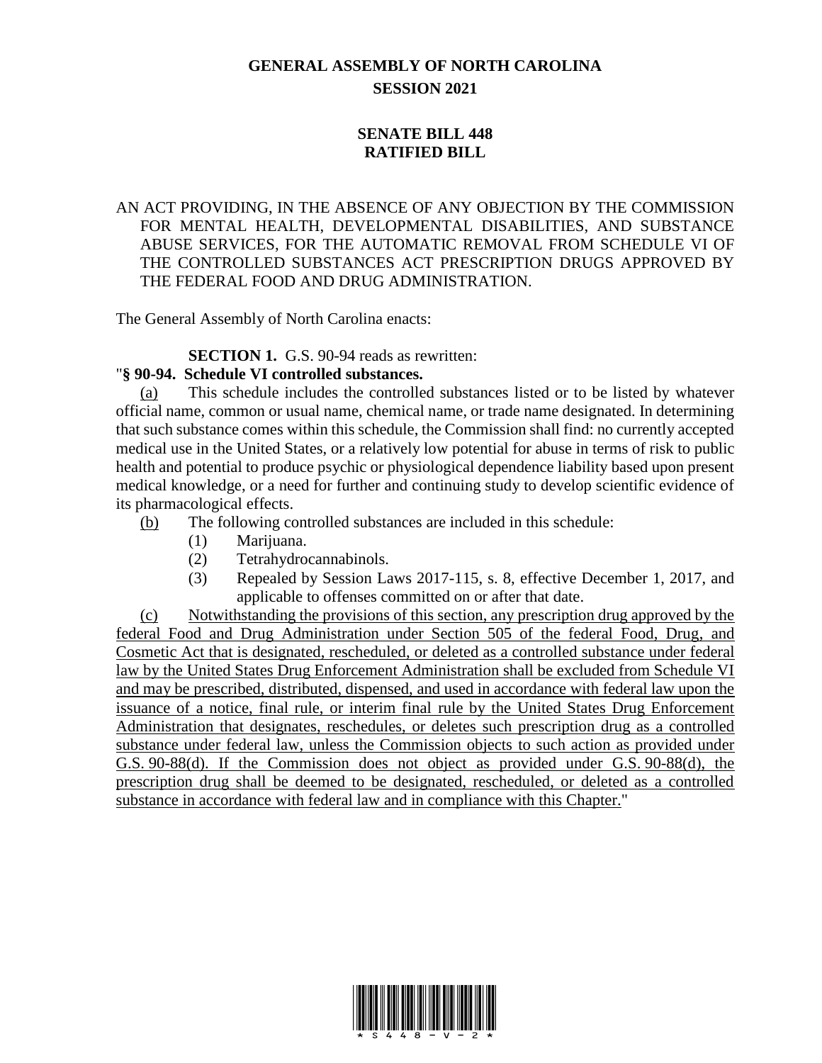# GENERAL ASSEMBLY OF NORTH CAROLINA
## SESSION 2021

## SENATE BILL 448
## RATIFIED BILL

AN ACT PROVIDING, IN THE ABSENCE OF ANY OBJECTION BY THE COMMISSION FOR MENTAL HEALTH, DEVELOPMENTAL DISABILITIES, AND SUBSTANCE ABUSE SERVICES, FOR THE AUTOMATIC REMOVAL FROM SCHEDULE VI OF THE CONTROLLED SUBSTANCES ACT PRESCRIPTION DRUGS APPROVED BY THE FEDERAL FOOD AND DRUG ADMINISTRATION.

The General Assembly of North Carolina enacts:

**SECTION 1.** G.S. 90-94 reads as rewritten:

"**§ 90-94. Schedule VI controlled substances.**

(a) This schedule includes the controlled substances listed or to be listed by whatever official name, common or usual name, chemical name, or trade name designated. In determining that such substance comes within this schedule, the Commission shall find: no currently accepted medical use in the United States, or a relatively low potential for abuse in terms of risk to public health and potential to produce psychic or physiological dependence liability based upon present medical knowledge, or a need for further and continuing study to develop scientific evidence of its pharmacological effects.

(b) The following controlled substances are included in this schedule:

(1) Marijuana.

(2) Tetrahydrocannabinols.

(3) Repealed by Session Laws 2017-115, s. 8, effective December 1, 2017, and applicable to offenses committed on or after that date.

(c) Notwithstanding the provisions of this section, any prescription drug approved by the federal Food and Drug Administration under Section 505 of the federal Food, Drug, and Cosmetic Act that is designated, rescheduled, or deleted as a controlled substance under federal law by the United States Drug Enforcement Administration shall be excluded from Schedule VI and may be prescribed, distributed, dispensed, and used in accordance with federal law upon the issuance of a notice, final rule, or interim final rule by the United States Drug Enforcement Administration that designates, reschedules, or deletes such prescription drug as a controlled substance under federal law, unless the Commission objects to such action as provided under G.S. 90-88(d). If the Commission does not object as provided under G.S. 90-88(d), the prescription drug shall be deemed to be designated, rescheduled, or deleted as a controlled substance in accordance with federal law and in compliance with this Chapter."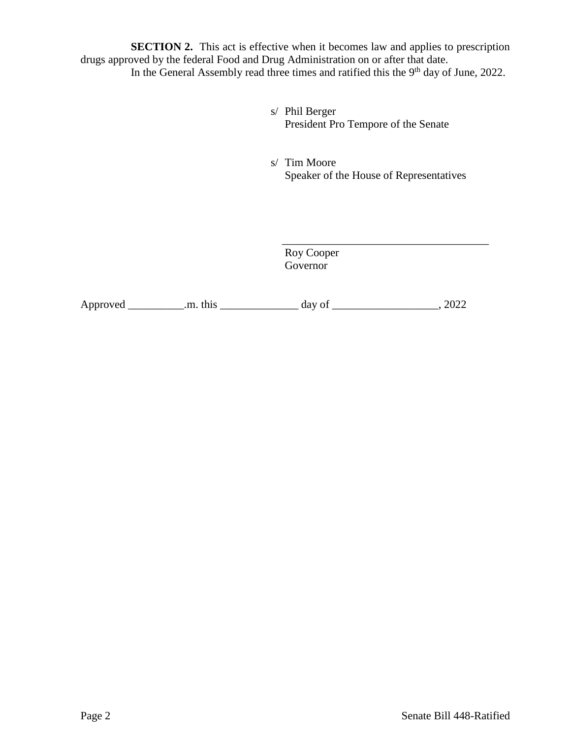**SECTION 2.** This act is effective when it becomes law and applies to prescription drugs approved by the federal Food and Drug Administration on or after that date.

In the General Assembly read three times and ratified this the 9th day of June, 2022.

s/ Phil Berger
President Pro Tempore of the Senate

s/ Tim Moore
Speaker of the House of Representatives

_____________________________________
Roy Cooper
Governor

Approved __________.m. this ______________ day of ___________________, 2022